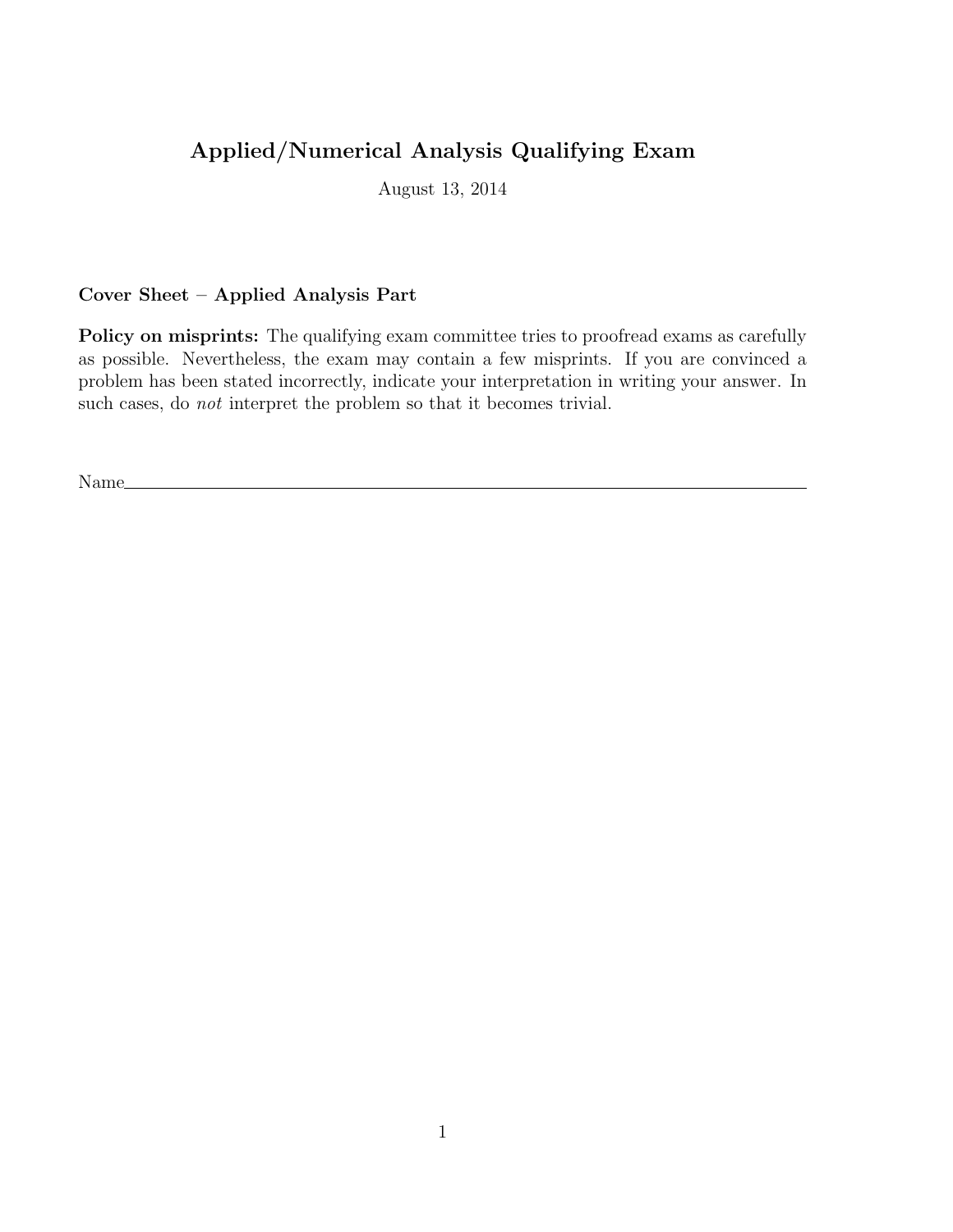# Applied/Numerical Analysis Qualifying Exam

August 13, 2014

**Cover Sheet – Applied Analysis Part**

**Policy on misprints:** The qualifying exam committee tries to proofread exams as carefully as possible. Nevertheless, the exam may contain a few misprints. If you are convinced a problem has been stated incorrectly, indicate your interpretation in writing your answer. In such cases, do *not* interpret the problem so that it becomes trivial.

Name\_\_\_\_\_\_\_\_\_\_\_\_\_\_\_\_\_\_\_\_\_\_\_\_\_\_\_\_\_\_\_\_\_\_\_\_\_\_\_\_\_\_\_\_\_\_\_\_\_\_\_\_\_\_\_\_\_\_\_\_\_\_\_\_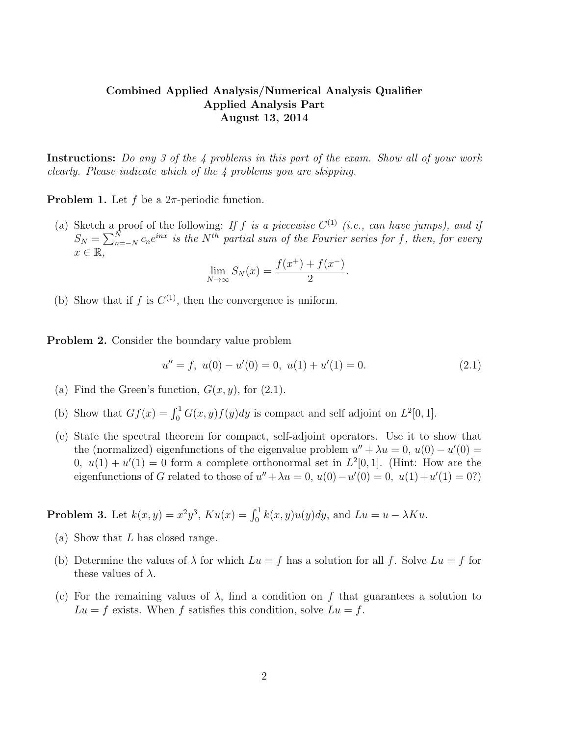**Combined Applied Analysis/Numerical Analysis Qualifier**
**Applied Analysis Part**
**August 13, 2014**

**Instructions:** *Do any 3 of the 4 problems in this part of the exam. Show all of your work clearly. Please indicate which of the 4 problems you are skipping.*

**Problem 1.** Let $f$ be a $2\pi$-periodic function.

(a) Sketch a proof of the following: *If $f$ is a piecewise $C^{(1)}$ (i.e., can have jumps), and if $S_N = \sum_{n=-N}^{N} c_n e^{inx}$ is the $N^{th}$ partial sum of the Fourier series for $f$, then, for every $x \in \mathbb{R}$,*

$$\lim_{N \to \infty} S_N(x) = \frac{f(x^+) + f(x^-)}{2}.$$

(b) Show that if $f$ is $C^{(1)}$, then the convergence is uniform.

**Problem 2.** Consider the boundary value problem

$$u'' = f, \ u(0) - u'(0) = 0, \ u(1) + u'(1) = 0. \tag{2.1}$$

(a) Find the Green's function, $G(x, y)$, for (2.1).

(b) Show that $Gf(x) = \int_0^1 G(x, y) f(y) dy$ is compact and self adjoint on $L^2[0, 1]$.

(c) State the spectral theorem for compact, self-adjoint operators. Use it to show that the (normalized) eigenfunctions of the eigenvalue problem $u'' + \lambda u = 0$, $u(0) - u'(0) = 0$, $u(1) + u'(1) = 0$ form a complete orthonormal set in $L^2[0, 1]$. (Hint: How are the eigenfunctions of $G$ related to those of $u'' + \lambda u = 0$, $u(0) - u'(0) = 0$, $u(1) + u'(1) = 0$?)

**Problem 3.** Let $k(x, y) = x^2 y^3$, $Ku(x) = \int_0^1 k(x, y) u(y) dy$, and $Lu = u - \lambda K u$.

(a) Show that $L$ has closed range.

(b) Determine the values of $\lambda$ for which $Lu = f$ has a solution for all $f$. Solve $Lu = f$ for these values of $\lambda$.

(c) For the remaining values of $\lambda$, find a condition on $f$ that guarantees a solution to $Lu = f$ exists. When $f$ satisfies this condition, solve $Lu = f$.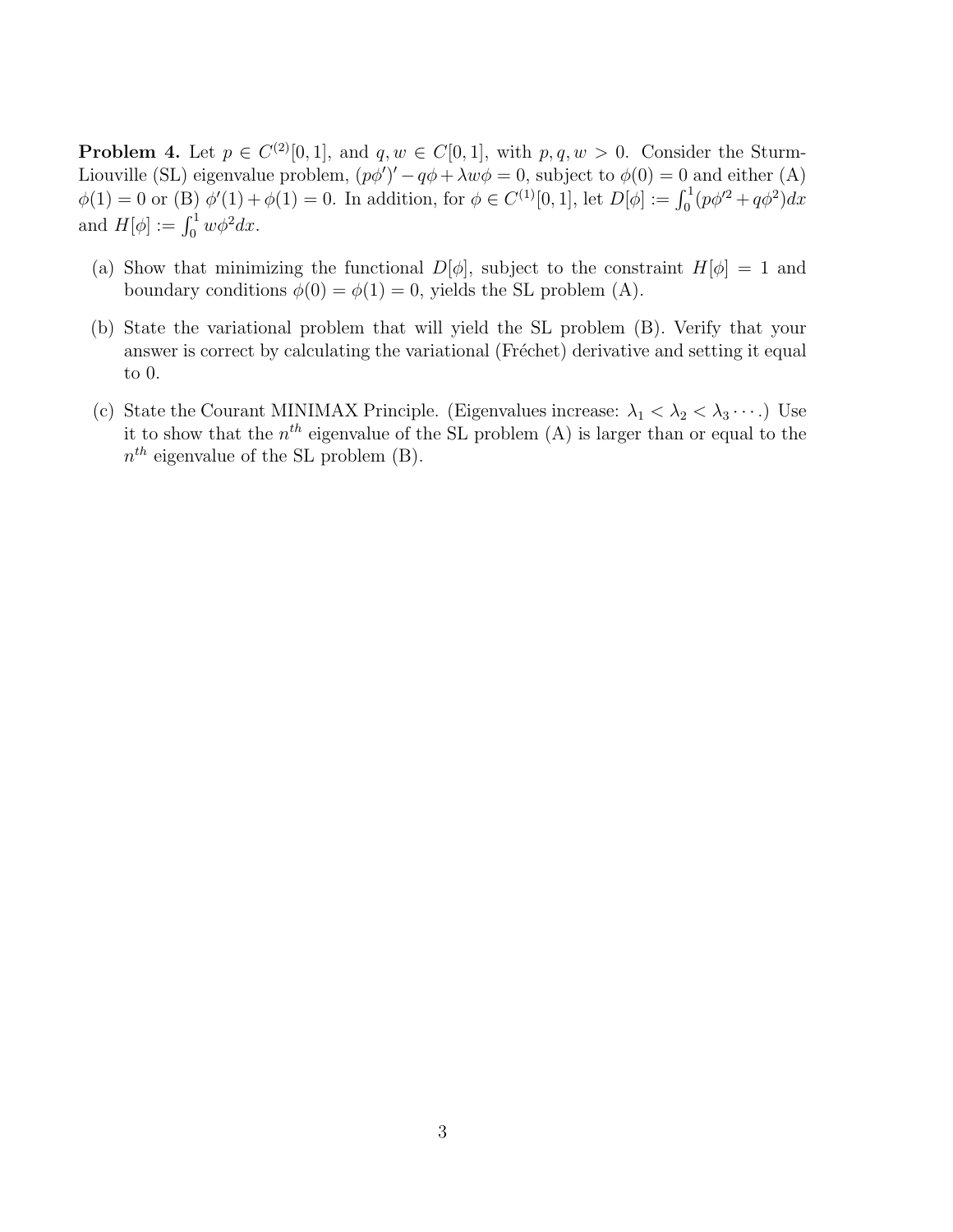**Problem 4.** Let $p \in C^{(2)}[0,1]$, and $q, w \in C[0,1]$, with $p, q, w > 0$. Consider the Sturm-Liouville (SL) eigenvalue problem, $(p\phi')' - q\phi + \lambda w\phi = 0$, subject to $\phi(0) = 0$ and either (A) $\phi(1) = 0$ or (B) $\phi'(1) + \phi(1) = 0$. In addition, for $\phi \in C^{(1)}[0,1]$, let $D[\phi] := \int_0^1 (p\phi'^2 + q\phi^2)dx$ and $H[\phi] := \int_0^1 w\phi^2 dx$.

(a) Show that minimizing the functional $D[\phi]$, subject to the constraint $H[\phi] = 1$ and boundary conditions $\phi(0) = \phi(1) = 0$, yields the SL problem (A).

(b) State the variational problem that will yield the SL problem (B). Verify that your answer is correct by calculating the variational (Fréchet) derivative and setting it equal to 0.

(c) State the Courant MINIMAX Principle. (Eigenvalues increase: $\lambda_1 < \lambda_2 < \lambda_3 \cdots$.) Use it to show that the $n^{th}$ eigenvalue of the SL problem (A) is larger than or equal to the $n^{th}$ eigenvalue of the SL problem (B).